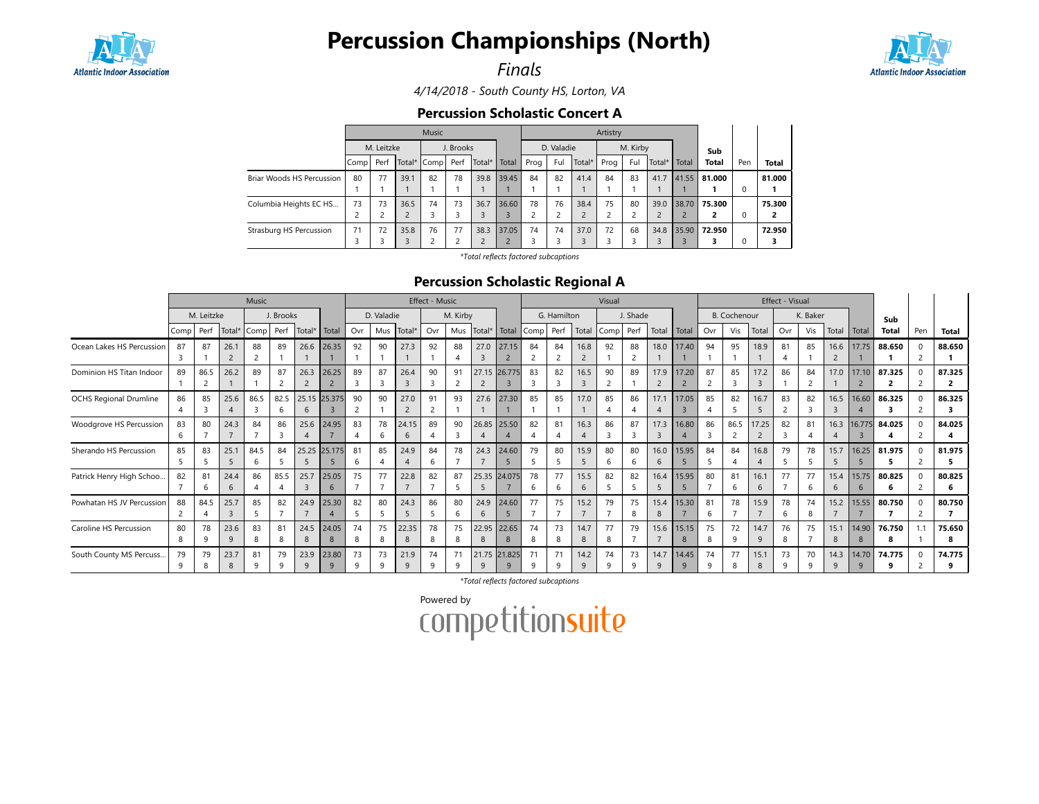# Percussion Championships (North)

*Finals*

*4/14/2018 - South County HS, Lorton, VA*

## Percussion Scholastic Concert A

| | Music | | | | | | | Artistry | | | | | | | | | |
|---|---|---|---|---|---|---|---|---|---|---|---|---|---|---|---|---|---|
| | M. Leitzke | | | J. Brooks | | | | D. Valadie | | | M. Kirby | | | | | | |
| | Comp | Perf | Total* | Comp | Perf | Total* | Total | Prog | Ful | Total* | Prog | Ful | Total* | Total | Sub Total | Pen | Total |
| Briar Woods HS Percussion | 80<br>1 | 77<br>1 | 39.1<br>1 | 82<br>1 | 78<br>1 | 39.8<br>1 | 39.45<br>1 | 84<br>1 | 82<br>1 | 41.4<br>1 | 84<br>1 | 83<br>1 | 41.7<br>1 | 41.55<br>1 | **81.000**<br>**1** | 0 | **81.000**<br>**1** |
| Columbia Heights EC HS... | 73<br>2 | 73<br>2 | 36.5<br>2 | 74<br>3 | 73<br>3 | 36.7<br>3 | 36.60<br>3 | 78<br>2 | 76<br>2 | 38.4<br>2 | 75<br>2 | 80<br>2 | 39.0<br>2 | 38.70<br>2 | **75.300**<br>**2** | 0 | **75.300**<br>**2** |
| Strasburg HS Percussion | 71<br>3 | 72<br>3 | 35.8<br>3 | 76<br>2 | 77<br>2 | 38.3<br>2 | 37.05<br>2 | 74<br>3 | 74<br>3 | 37.0<br>3 | 72<br>3 | 68<br>3 | 34.8<br>3 | 35.90<br>3 | **72.950**<br>**3** | 0 | **72.950**<br>**3** |

*Total reflects factored subcaptions

## Percussion Scholastic Regional A

| | Music | | | | | | | Effect - Music | | | | | | | Visual | | | | | | | Effect - Visual | | | | | | | | | |
|---|---|---|---|---|---|---|---|---|---|---|---|---|---|---|---|---|---|---|---|---|---|---|---|---|---|---|---|---|---|---|---|
| | M. Leitzke | | | J. Brooks | | | | D. Valadie | | | M. Kirby | | | | G. Hamilton | | | J. Shade | | | | B. Cochenour | | | K. Baker | | | | | | |
| | Comp | Perf | Total* | Comp | Perf | Total* | Total | Ovr | Mus | Total* | Ovr | Mus | Total* | Total | Comp | Perf | Total | Comp | Perf | Total | Total | Ovr | Vis | Total | Ovr | Vis | Total | Total | Sub Total | Pen | Total |
| Ocean Lakes HS Percussion | 87<br>3 | 87<br>1 | 26.1<br>2 | 88<br>2 | 89<br>1 | 26.6<br>1 | 26.35<br>1 | 92<br>1 | 90<br>1 | 27.3<br>1 | 92<br>1 | 88<br>4 | 27.0<br>3 | 27.15<br>2 | 84<br>2 | 84<br>2 | 16.8<br>2 | 92<br>1 | 88<br>2 | 18.0<br>1 | 17.40<br>1 | 94<br>1 | 95<br>1 | 18.9<br>1 | 81<br>4 | 85<br>1 | 16.6<br>2 | 17.75<br>1 | **88.650**<br>**1** | 0<br>2 | **88.650**<br>**1** |
| Dominion HS Titan Indoor | 89<br>1 | 86.5<br>2 | 26.2<br>1 | 89<br>1 | 87<br>2 | 26.3<br>2 | 26.25<br>2 | 89<br>3 | 87<br>3 | 26.4<br>3 | 90<br>3 | 91<br>2 | 27.15<br>2 | 26.775<br>3 | 83<br>3 | 82<br>3 | 16.5<br>3 | 90<br>2 | 89<br>1 | 17.9<br>2 | 17.20<br>2 | 87<br>2 | 85<br>3 | 17.2<br>3 | 86<br>1 | 84<br>2 | 17.0<br>1 | 17.10<br>2 | **87.325**<br>**2** | 0<br>2 | **87.325**<br>**2** |
| OCHS Regional Drumline | 86<br>4 | 85<br>3 | 25.6<br>4 | 86.5<br>3 | 82.5<br>6 | 25.15<br>6 | 25.375<br>3 | 90<br>2 | 90<br>1 | 27.0<br>2 | 91<br>2 | 93<br>1 | 27.6<br>1 | 27.30<br>1 | 85<br>1 | 85<br>1 | 17.0<br>1 | 85<br>4 | 86<br>4 | 17.1<br>4 | 17.05<br>3 | 85<br>4 | 82<br>5 | 16.7<br>5 | 83<br>2 | 82<br>3 | 16.5<br>3 | 16.60<br>4 | **86.325**<br>**3** | 0<br>2 | **86.325**<br>**3** |
| Woodgrove HS Percussion | 83<br>6 | 80<br>7 | 24.3<br>7 | 84<br>7 | 86<br>3 | 25.6<br>4 | 24.95<br>7 | 83<br>4 | 78<br>6 | 24.15<br>6 | 89<br>4 | 90<br>3 | 26.85<br>4 | 25.50<br>4 | 82<br>4 | 81<br>4 | 16.3<br>4 | 86<br>3 | 87<br>3 | 17.3<br>3 | 16.80<br>4 | 86<br>3 | 86.5<br>2 | 17.25<br>2 | 82<br>3 | 81<br>4 | 16.3<br>4 | 16.775<br>3 | **84.025**<br>**4** | 0<br>2 | **84.025**<br>**4** |
| Sherando HS Percussion | 85<br>5 | 83<br>5 | 25.1<br>5 | 84.5<br>6 | 84<br>5 | 25.25<br>5 | 25.175<br>5 | 81<br>6 | 85<br>4 | 24.9<br>4 | 84<br>6 | 78<br>7 | 24.3<br>7 | 24.60<br>5 | 79<br>5 | 80<br>5 | 15.9<br>5 | 80<br>6 | 80<br>6 | 16.0<br>6 | 15.95<br>5 | 84<br>5 | 84<br>4 | 16.8<br>4 | 79<br>5 | 78<br>5 | 15.7<br>5 | 16.25<br>5 | **81.975**<br>**5** | 0<br>2 | **81.975**<br>**5** |
| Patrick Henry High Schoo... | 82<br>7 | 81<br>6 | 24.4<br>6 | 86<br>4 | 85.5<br>4 | 25.7<br>3 | 25.05<br>6 | 75<br>7 | 77<br>7 | 22.8<br>7 | 82<br>7 | 87<br>5 | 25.35<br>5 | 24.075<br>7 | 78<br>6 | 77<br>6 | 15.5<br>6 | 82<br>5 | 82<br>5 | 16.4<br>5 | 15.95<br>5 | 80<br>7 | 81<br>6 | 16.1<br>6 | 77<br>7 | 77<br>6 | 15.4<br>6 | 15.75<br>6 | **80.825**<br>**6** | 0<br>2 | **80.825**<br>**6** |
| Powhatan HS JV Percussion | 88<br>2 | 84.5<br>4 | 25.7<br>3 | 85<br>5 | 82<br>7 | 24.9<br>7 | 25.30<br>4 | 82<br>5 | 80<br>5 | 24.3<br>5 | 86<br>5 | 80<br>6 | 24.9<br>6 | 24.60<br>5 | 77<br>7 | 75<br>7 | 15.2<br>7 | 79<br>7 | 75<br>8 | 15.4<br>8 | 15.30<br>7 | 81<br>6 | 78<br>7 | 15.9<br>7 | 78<br>6 | 74<br>8 | 15.2<br>7 | 15.55<br>7 | **80.750**<br>**7** | 0<br>2 | **80.750**<br>**7** |
| Caroline HS Percussion | 80<br>8 | 78<br>9 | 23.6<br>9 | 83<br>8 | 81<br>8 | 24.5<br>8 | 24.05<br>8 | 74<br>8 | 75<br>8 | 22.35<br>8 | 78<br>8 | 75<br>8 | 22.95<br>8 | 22.65<br>8 | 74<br>8 | 73<br>8 | 14.7<br>8 | 77<br>8 | 79<br>7 | 15.6<br>7 | 15.15<br>8 | 75<br>8 | 72<br>9 | 14.7<br>9 | 76<br>8 | 75<br>7 | 15.1<br>8 | 14.90<br>8 | **76.750**<br>**8** | 1.1<br>1 | **75.650**<br>**8** |
| South County MS Percuss... | 79<br>9 | 79<br>8 | 23.7<br>8 | 81<br>9 | 79<br>9 | 23.9<br>9 | 23.80<br>9 | 73<br>9 | 73<br>9 | 21.9<br>9 | 74<br>9 | 71<br>9 | 21.75<br>9 | 21.825<br>9 | 71<br>9 | 71<br>9 | 14.2<br>9 | 74<br>9 | 73<br>9 | 14.7<br>9 | 14.45<br>9 | 74<br>9 | 77<br>8 | 15.1<br>8 | 73<br>9 | 70<br>9 | 14.3<br>9 | 14.70<br>9 | **74.775**<br>**9** | 0<br>2 | **74.775**<br>**9** |

*Total reflects factored subcaptions

Powered by competitionsuite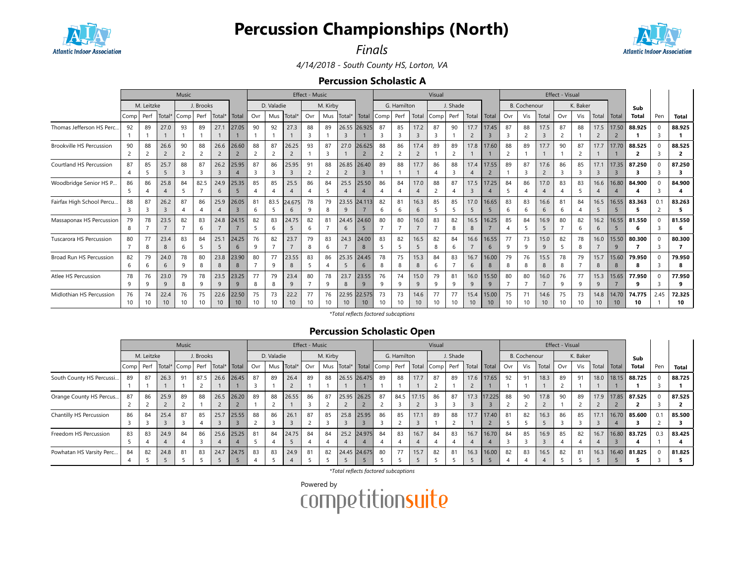# Percussion Championships (North)

*Finals*

*4/14/2018 - South County HS, Lorton, VA*

## Percussion Scholastic A

| | Music | | | | | | | Effect - Music | | | | | | | Visual | | | | | | | Effect - Visual | | | | | | | Sub | Pen | Total |
|---|---|---|---|---|---|---|---|---|---|---|---|---|---|---|---|---|---|---|---|---|---|---|---|---|---|---|---|---|---|---|---|
| | M. Leitzke | | | J. Brooks | | | | D. Valadie | | | M. Kirby | | | | G. Hamilton | | | J. Shade | | | | B. Cochenour | | | K. Baker | | | | | | |
| | Comp | Perf | Total* | Comp | Perf | Total* | Total | Ovr | Mus | Total* | Ovr | Mus | Total* | Total | Comp | Perf | Total | Comp | Perf | Total | Total | Ovr | Vis | Total | Ovr | Vis | Total | Total | Total | Pen | Total |
| Thomas Jefferson HS Perc... | 92 / 1 | 89 / 1 | 27.0 / 1 | 93 / 1 | 89 / 1 | 27.1 / 1 | 27.05 / 1 | 90 / 1 | 92 / 1 | 27.3 / 1 | 88 / 3 | 89 / 1 | 26.55 / 3 | 26.925 / 1 | 87 / 3 | 85 / 3 | 17.2 / 3 | 87 / 3 | 90 / 1 | 17.7 / 2 | 17.45 / 3 | 87 / 3 | 88 / 2 | 17.5 / 3 | 87 / 2 | 88 / 1 | 17.5 / 2 | 17.50 / 2 | 88.925 / 1 | 0 / 3 | 88.925 / 1 |
| Brookville HS Percussion | 90 / 2 | 88 / 2 | 26.6 / 2 | 90 / 2 | 88 / 2 | 26.6 / 2 | 26.60 / 2 | 88 / 2 | 87 / 2 | 26.25 / 2 | 93 / 1 | 87 / 3 | 27.0 / 1 | 26.625 / 2 | 88 / 2 | 86 / 2 | 17.4 / 2 | 89 / 1 | 89 / 2 | 17.8 / 1 | 17.60 / 1 | 88 / 2 | 89 / 1 | 17.7 / 1 | 90 / 1 | 87 / 2 | 17.7 / 1 | 17.70 / 1 | 88.525 / 2 | 0 / 3 | 88.525 / 2 |
| Courtland HS Percussion | 87 / 4 | 85 / 5 | 25.7 / 5 | 88 / 3 | 87 / 3 | 26.2 / 3 | 25.95 / 4 | 87 / 3 | 86 / 3 | 25.95 / 3 | 91 / 2 | 88 / 2 | 26.85 / 2 | 26.40 / 3 | 89 / 1 | 88 / 1 | 17.7 / 1 | 86 / 4 | 88 / 3 | 17.4 / 4 | 17.55 / 2 | 89 / 1 | 87 / 3 | 17.6 / 2 | 86 / 3 | 85 / 3 | 17.1 / 3 | 17.35 / 3 | 87.250 / 3 | 0 / 3 | 87.250 / 3 |
| Woodbridge Senior HS P... | 86 / 5 | 86 / 4 | 25.8 / 4 | 84 / 5 | 82.5 / 7 | 24.9 / 6 | 25.35 / 5 | 85 / 4 | 85 / 4 | 25.5 / 4 | 86 / 4 | 84 / 5 | 25.5 / 4 | 25.50 / 4 | 86 / 4 | 84 / 4 | 17.0 / 4 | 88 / 2 | 87 / 4 | 17.5 / 3 | 17.25 / 4 | 84 / 5 | 86 / 4 | 17.0 / 4 | 83 / 4 | 83 / 5 | 16.6 / 4 | 16.80 / 4 | 84.900 / 4 | 0 / 3 | 84.900 / 4 |
| Fairfax High School Percu... | 88 / 3 | 87 / 3 | 26.2 / 3 | 87 / 4 | 86 / 4 | 25.9 / 4 | 26.05 / 3 | 81 / 6 | 83.5 / 5 | 24.675 / 6 | 78 / 9 | 79 / 8 | 23.55 / 9 | 24.113 / 7 | 82 / 6 | 81 / 6 | 16.3 / 6 | 85 / 5 | 85 / 5 | 17.0 / 5 | 16.65 / 5 | 83 / 6 | 83 / 6 | 16.6 / 6 | 81 / 6 | 84 / 4 | 16.5 / 5 | 16.55 / 5 | 83.363 / 5 | 0.1 / 2 | 83.263 / 5 |
| Massaponax HS Percussion | 79 / 8 | 78 / 7 | 23.5 / 7 | 82 / 7 | 83 / 6 | 24.8 / 7 | 24.15 / 7 | 82 / 5 | 83 / 6 | 24.75 / 5 | 82 / 6 | 81 / 7 | 24.45 / 6 | 24.60 / 5 | 80 / 7 | 80 / 7 | 16.0 / 7 | 83 / 7 | 82 / 8 | 16.5 / 8 | 16.25 / 7 | 85 / 4 | 84 / 5 | 16.9 / 5 | 80 / 7 | 82 / 6 | 16.2 / 6 | 16.55 / 5 | 81.550 / 6 | 0 / 3 | 81.550 / 6 |
| Tuscarora HS Percussion | 80 / 7 | 77 / 8 | 23.4 / 8 | 83 / 6 | 84 / 5 | 25.1 / 5 | 24.25 / 6 | 76 / 9 | 82 / 7 | 23.7 / 7 | 79 / 8 | 83 / 6 | 24.3 / 7 | 24.00 / 8 | 83 / 5 | 82 / 5 | 16.5 / 5 | 82 / 8 | 84 / 6 | 16.6 / 7 | 16.55 / 6 | 77 / 9 | 73 / 9 | 15.0 / 9 | 82 / 5 | 78 / 8 | 16.0 / 7 | 15.50 / 9 | 80.300 / 7 | 0 / 3 | 80.300 / 7 |
| Broad Run HS Percussion | 82 / 6 | 79 / 6 | 24.0 / 6 | 78 / 9 | 80 / 8 | 23.8 / 8 | 23.90 / 8 | 80 / 7 | 77 / 9 | 23.55 / 8 | 83 / 5 | 86 / 4 | 25.35 / 5 | 24.45 / 6 | 78 / 8 | 75 / 8 | 15.3 / 8 | 84 / 6 | 83 / 7 | 16.7 / 6 | 16.00 / 8 | 79 / 8 | 76 / 8 | 15.5 / 8 | 78 / 8 | 79 / 7 | 15.7 / 8 | 15.60 / 8 | 79.950 / 8 | 0 / 3 | 79.950 / 8 |
| Atlee HS Percussion | 78 / 9 | 76 / 9 | 23.0 / 9 | 79 / 8 | 78 / 9 | 23.5 / 9 | 23.25 / 9 | 77 / 8 | 79 / 8 | 23.4 / 9 | 80 / 7 | 78 / 9 | 23.7 / 8 | 23.55 / 9 | 76 / 9 | 74 / 9 | 15.0 / 9 | 79 / 9 | 81 / 9 | 16.0 / 9 | 15.50 / 9 | 80 / 7 | 80 / 7 | 16.0 / 7 | 76 / 9 | 77 / 9 | 15.3 / 9 | 15.65 / 7 | 77.950 / 9 | 0 / 3 | 77.950 / 9 |
| Midlothian HS Percussion | 76 / 10 | 74 / 10 | 22.4 / 10 | 76 / 10 | 75 / 10 | 22.6 / 10 | 22.50 / 10 | 75 / 10 | 73 / 10 | 22.2 / 10 | 77 / 10 | 76 / 10 | 22.95 / 10 | 22.575 / 10 | 73 / 10 | 73 / 10 | 14.6 / 10 | 77 / 10 | 77 / 10 | 15.4 / 10 | 15.00 / 10 | 75 / 10 | 71 / 10 | 14.6 / 10 | 75 / 10 | 73 / 10 | 14.8 / 10 | 14.70 / 10 | 74.775 / 10 | 2.45 / 1 | 72.325 / 10 |

*Total reflects factored subcaptions

## Percussion Scholastic Open

| | Music | | | | | | | Effect - Music | | | | | | | Visual | | | | | | | Effect - Visual | | | | | | | Sub | Pen | Total |
|---|---|---|---|---|---|---|---|---|---|---|---|---|---|---|---|---|---|---|---|---|---|---|---|---|---|---|---|---|---|---|---|
| | M. Leitzke | | | J. Brooks | | | | D. Valadie | | | M. Kirby | | | | G. Hamilton | | | J. Shade | | | | B. Cochenour | | | K. Baker | | | | | | |
| | Comp | Perf | Total* | Comp | Perf | Total* | Total | Ovr | Mus | Total* | Ovr | Mus | Total* | Total | Comp | Perf | Total | Comp | Perf | Total | Total | Ovr | Vis | Total | Ovr | Vis | Total | Total | Total | Pen | Total |
| South County HS Percussi... | 89 / 1 | 87 / 1 | 26.3 / 1 | 91 / 1 | 87.5 / 2 | 26.6 / 1 | 26.45 / 1 | 87 / 3 | 89 / 1 | 26.4 / 2 | 89 / 1 | 88 / 1 | 26.55 / 1 | 26.475 / 1 | 89 / 1 | 88 / 1 | 17.7 / 1 | 87 / 2 | 89 / 1 | 17.6 / 2 | 17.65 / 1 | 92 / 1 | 91 / 1 | 18.3 / 1 | 89 / 2 | 91 / 1 | 18.0 / 1 | 18.15 / 1 | 88.725 / 1 | 0 / 3 | 88.725 / 1 |
| Orange County HS Percus... | 87 / 2 | 86 / 2 | 25.9 / 2 | 89 / 2 | 88 / 1 | 26.5 / 2 | 26.20 / 2 | 89 / 1 | 88 / 2 | 26.55 / 1 | 86 / 3 | 87 / 2 | 25.95 / 2 | 26.25 / 2 | 87 / 2 | 84.5 / 3 | 17.15 / 2 | 86 / 3 | 87 / 3 | 17.3 / 3 | 17.225 / 3 | 88 / 2 | 90 / 2 | 17.8 / 2 | 90 / 1 | 89 / 2 | 17.9 / 2 | 17.85 / 2 | 87.525 / 2 | 0 / 3 | 87.525 / 2 |
| Chantilly HS Percussion | 86 / 3 | 84 / 3 | 25.4 / 3 | 87 / 3 | 85 / 4 | 25.7 / 3 | 25.55 / 3 | 88 / 2 | 86 / 3 | 26.1 / 3 | 87 / 2 | 85 / 3 | 25.8 / 3 | 25.95 / 3 | 86 / 3 | 85 / 2 | 17.1 / 3 | 89 / 1 | 88 / 2 | 17.7 / 1 | 17.40 / 2 | 81 / 5 | 82 / 5 | 16.3 / 5 | 86 / 3 | 85 / 3 | 17.1 / 3 | 16.70 / 4 | 85.600 / 3 | 0.1 / 2 | 85.500 / 3 |
| Freedom HS Percussion | 83 / 5 | 83 / 4 | 24.9 / 4 | 84 / 4 | 86 / 3 | 25.6 / 4 | 25.25 / 4 | 81 / 5 | 84 / 4 | 24.75 / 5 | 84 / 4 | 84 / 4 | 25.2 / 4 | 24.975 / 4 | 84 / 4 | 83 / 4 | 16.7 / 4 | 84 / 4 | 83 / 4 | 16.7 / 4 | 16.70 / 4 | 84 / 3 | 85 / 3 | 16.9 / 3 | 85 / 4 | 82 / 4 | 16.7 / 4 | 16.80 / 3 | 83.725 / 4 | 0.3 / 1 | 83.425 / 4 |
| Powhatan HS Varsity Perc... | 84 / 4 | 82 / 5 | 24.8 / 5 | 81 / 5 | 83 / 5 | 24.7 / 5 | 24.75 / 5 | 83 / 4 | 83 / 5 | 24.9 / 4 | 81 / 5 | 82 / 5 | 24.45 / 5 | 24.675 / 5 | 80 / 5 | 77 / 5 | 15.7 / 5 | 82 / 5 | 81 / 5 | 16.3 / 5 | 16.00 / 5 | 82 / 4 | 83 / 4 | 16.5 / 4 | 82 / 5 | 81 / 5 | 16.3 / 5 | 16.40 / 5 | 81.825 / 5 | 0 / 3 | 81.825 / 5 |

*Total reflects factored subcaptions

Powered by competitionsuite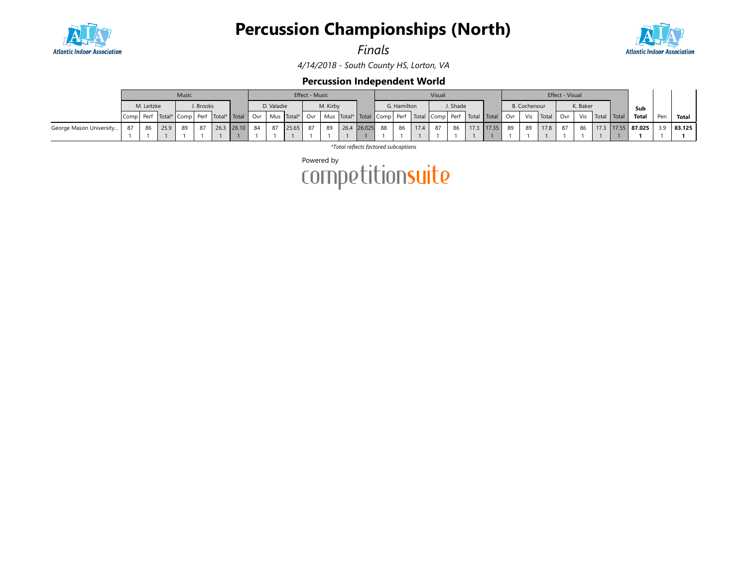# Percussion Championships (North)

*Finals*

*4/14/2018 - South County HS, Lorton, VA*

## Percussion Independent World

| | Music | | | | | | | Effect - Music | | | | | | | Visual | | | | | | | Effect - Visual | | | | | | | Sub Total | Pen | Total |
|---|---|---|---|---|---|---|---|---|---|---|---|---|---|---|---|---|---|---|---|---|---|---|---|---|---|---|---|---|---|---|---|
| | M. Leitzke | | | J. Brooks | | | | D. Valadie | | | M. Kirby | | | | G. Hamilton | | | J. Shade | | | | B. Cochenour | | | K. Baker | | | | | | |
| | Comp | Perf | Total* | Comp | Perf | Total* | Total | Ovr | Mus | Total* | Ovr | Mus | Total* | Total | Comp | Perf | Total | Comp | Perf | Total | Total | Ovr | Vis | Total | Ovr | Vis | Total | Total | | | |
| George Mason University... | 87<br>1 | 86<br>1 | 25.9<br>1 | 89<br>1 | 87<br>1 | 26.3<br>1 | 26.10<br>1 | 84<br>1 | 87<br>1 | 25.65<br>1 | 87<br>1 | 89<br>1 | 26.4<br>1 | 26.025<br>1 | 88<br>1 | 86<br>1 | 17.4<br>1 | 87<br>1 | 86<br>1 | 17.3<br>1 | 17.35<br>1 | 89<br>1 | 89<br>1 | 17.8<br>1 | 87<br>1 | 86<br>1 | 17.3<br>1 | 17.55<br>1 | **87.025**<br>**1** | 3.9<br>1 | **83.125**<br>**1** |

*\*Total reflects factored subcaptions*

Powered by competitionsuite